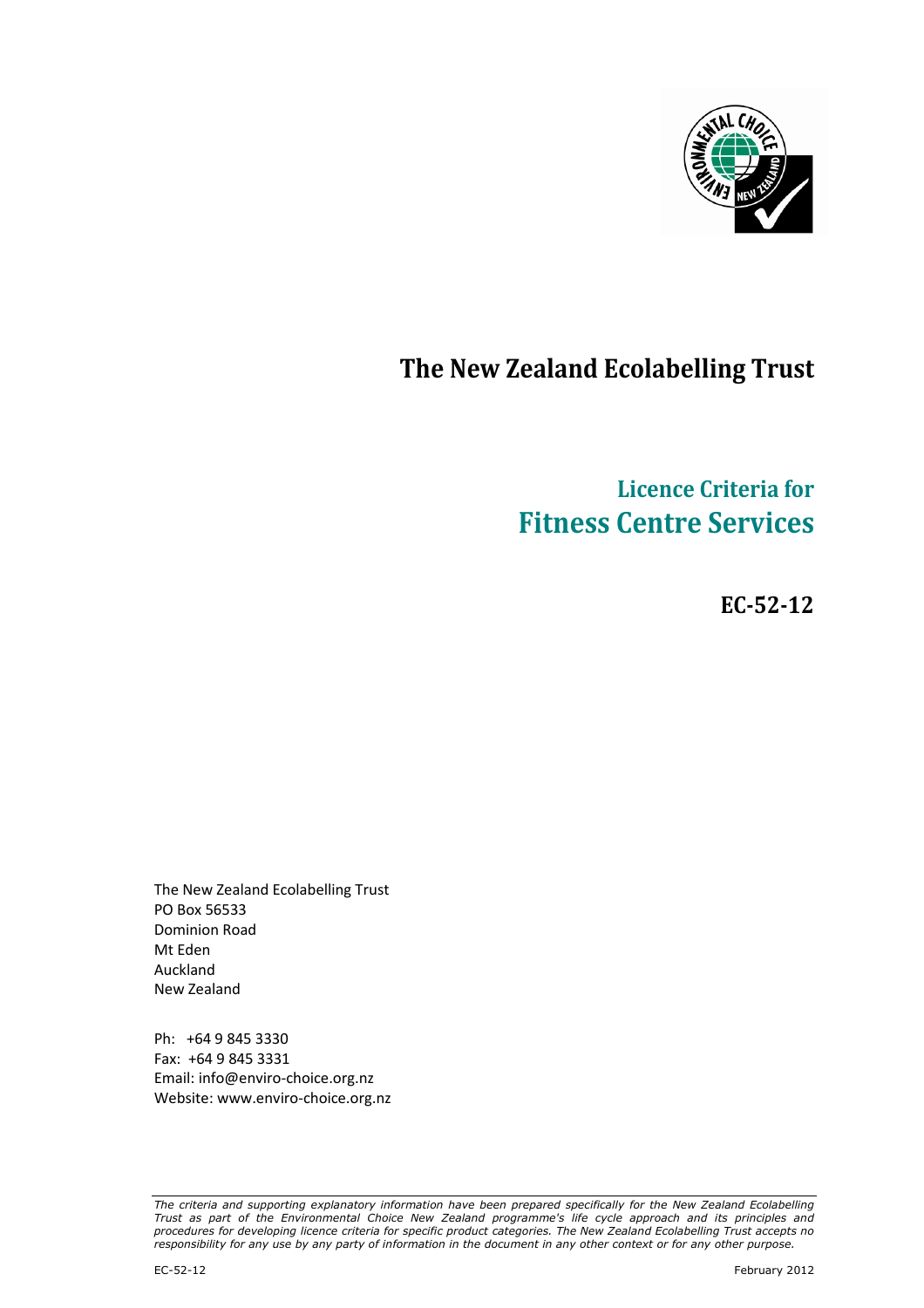# The New Zealand Ecolabelling Trust

## Licence Criteria for
## Fitness Centre Services

**EC-52-12**

The New Zealand Ecolabelling Trust
PO Box 56533
Dominion Road
Mt Eden
Auckland
New Zealand

Ph: +64 9 845 3330
Fax: +64 9 845 3331
Email: info@enviro-choice.org.nz
Website: www.enviro-choice.org.nz

*The criteria and supporting explanatory information have been prepared specifically for the New Zealand Ecolabelling Trust as part of the Environmental Choice New Zealand programme's life cycle approach and its principles and procedures for developing licence criteria for specific product categories. The New Zealand Ecolabelling Trust accepts no responsibility for any use by any party of information in the document in any other context or for any other purpose.*

EC-52-12 February 2012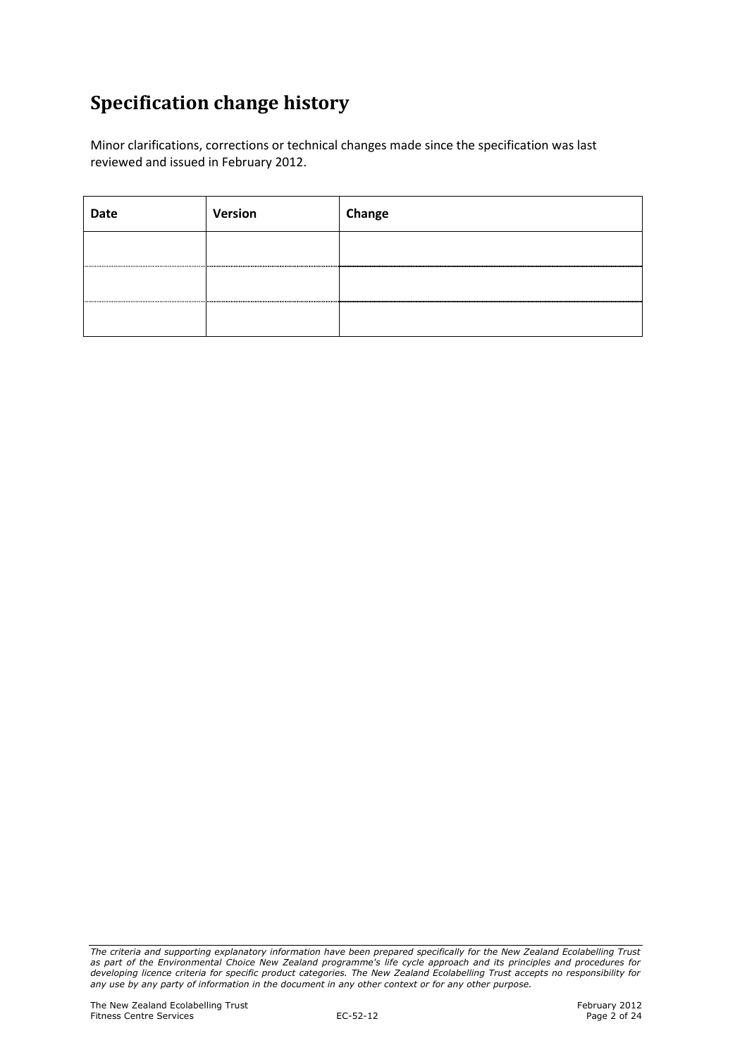# Specification change history

Minor clarifications, corrections or technical changes made since the specification was last reviewed and issued in February 2012.

| Date | Version | Change |
|---|---|---|
| | | |
| | | |
| | | |

*The criteria and supporting explanatory information have been prepared specifically for the New Zealand Ecolabelling Trust as part of the Environmental Choice New Zealand programme's life cycle approach and its principles and procedures for developing licence criteria for specific product categories. The New Zealand Ecolabelling Trust accepts no responsibility for any use by any party of information in the document in any other context or for any other purpose.*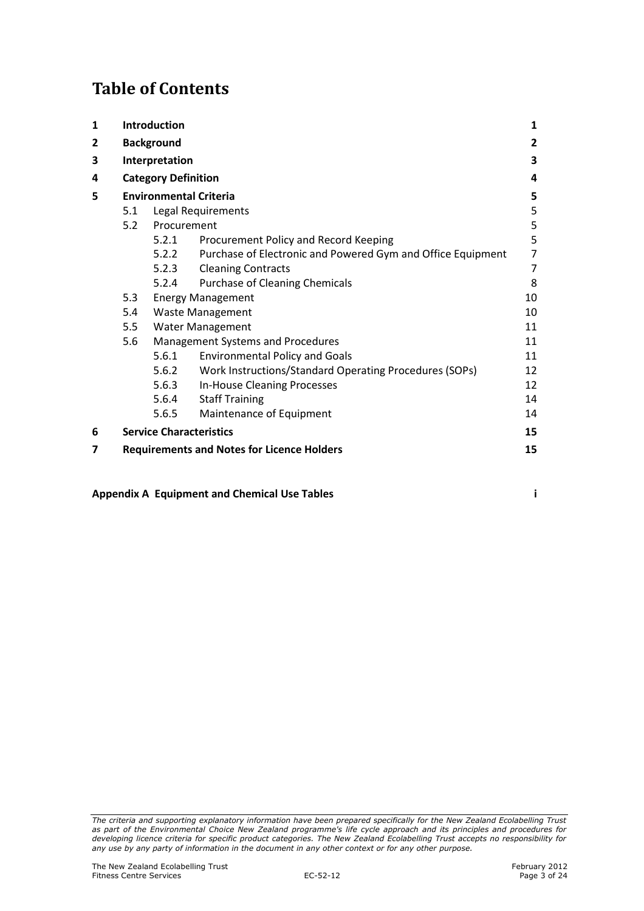# Table of Contents

| | | | | |
|---|---|---|---|---|
| **1** | **Introduction** | | | **1** |
| **2** | **Background** | | | **2** |
| **3** | **Interpretation** | | | **3** |
| **4** | **Category Definition** | | | **4** |
| **5** | **Environmental Criteria** | | | **5** |
| | 5.1 | Legal Requirements | | 5 |
| | 5.2 | Procurement | | 5 |
| | | 5.2.1 | Procurement Policy and Record Keeping | 5 |
| | | 5.2.2 | Purchase of Electronic and Powered Gym and Office Equipment | 7 |
| | | 5.2.3 | Cleaning Contracts | 7 |
| | | 5.2.4 | Purchase of Cleaning Chemicals | 8 |
| | 5.3 | Energy Management | | 10 |
| | 5.4 | Waste Management | | 10 |
| | 5.5 | Water Management | | 11 |
| | 5.6 | Management Systems and Procedures | | 11 |
| | | 5.6.1 | Environmental Policy and Goals | 11 |
| | | 5.6.2 | Work Instructions/Standard Operating Procedures (SOPs) | 12 |
| | | 5.6.3 | In-House Cleaning Processes | 12 |
| | | 5.6.4 | Staff Training | 14 |
| | | 5.6.5 | Maintenance of Equipment | 14 |
| **6** | **Service Characteristics** | | | **15** |
| **7** | **Requirements and Notes for Licence Holders** | | | **15** |

**Appendix A Equipment and Chemical Use Tables** **i**

*The criteria and supporting explanatory information have been prepared specifically for the New Zealand Ecolabelling Trust as part of the Environmental Choice New Zealand programme's life cycle approach and its principles and procedures for developing licence criteria for specific product categories. The New Zealand Ecolabelling Trust accepts no responsibility for any use by any party of information in the document in any other context or for any other purpose.*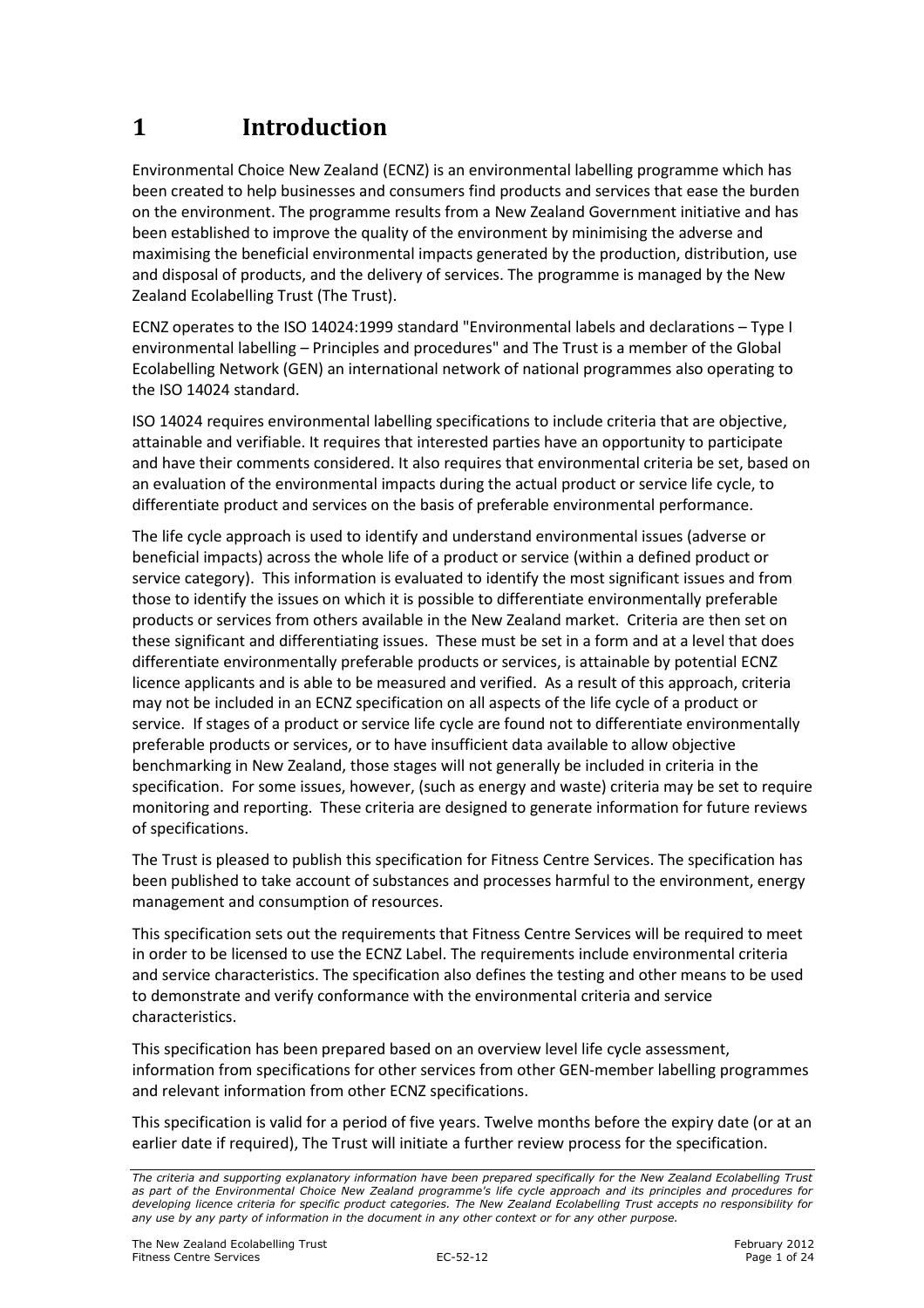# 1 Introduction

Environmental Choice New Zealand (ECNZ) is an environmental labelling programme which has been created to help businesses and consumers find products and services that ease the burden on the environment. The programme results from a New Zealand Government initiative and has been established to improve the quality of the environment by minimising the adverse and maximising the beneficial environmental impacts generated by the production, distribution, use and disposal of products, and the delivery of services. The programme is managed by the New Zealand Ecolabelling Trust (The Trust).

ECNZ operates to the ISO 14024:1999 standard "Environmental labels and declarations – Type I environmental labelling – Principles and procedures" and The Trust is a member of the Global Ecolabelling Network (GEN) an international network of national programmes also operating to the ISO 14024 standard.

ISO 14024 requires environmental labelling specifications to include criteria that are objective, attainable and verifiable. It requires that interested parties have an opportunity to participate and have their comments considered. It also requires that environmental criteria be set, based on an evaluation of the environmental impacts during the actual product or service life cycle, to differentiate product and services on the basis of preferable environmental performance.

The life cycle approach is used to identify and understand environmental issues (adverse or beneficial impacts) across the whole life of a product or service (within a defined product or service category). This information is evaluated to identify the most significant issues and from those to identify the issues on which it is possible to differentiate environmentally preferable products or services from others available in the New Zealand market. Criteria are then set on these significant and differentiating issues. These must be set in a form and at a level that does differentiate environmentally preferable products or services, is attainable by potential ECNZ licence applicants and is able to be measured and verified. As a result of this approach, criteria may not be included in an ECNZ specification on all aspects of the life cycle of a product or service. If stages of a product or service life cycle are found not to differentiate environmentally preferable products or services, or to have insufficient data available to allow objective benchmarking in New Zealand, those stages will not generally be included in criteria in the specification. For some issues, however, (such as energy and waste) criteria may be set to require monitoring and reporting. These criteria are designed to generate information for future reviews of specifications.

The Trust is pleased to publish this specification for Fitness Centre Services. The specification has been published to take account of substances and processes harmful to the environment, energy management and consumption of resources.

This specification sets out the requirements that Fitness Centre Services will be required to meet in order to be licensed to use the ECNZ Label. The requirements include environmental criteria and service characteristics. The specification also defines the testing and other means to be used to demonstrate and verify conformance with the environmental criteria and service characteristics.

This specification has been prepared based on an overview level life cycle assessment, information from specifications for other services from other GEN-member labelling programmes and relevant information from other ECNZ specifications.

This specification is valid for a period of five years. Twelve months before the expiry date (or at an earlier date if required), The Trust will initiate a further review process for the specification.

*The criteria and supporting explanatory information have been prepared specifically for the New Zealand Ecolabelling Trust as part of the Environmental Choice New Zealand programme's life cycle approach and its principles and procedures for developing licence criteria for specific product categories. The New Zealand Ecolabelling Trust accepts no responsibility for any use by any party of information in the document in any other context or for any other purpose.*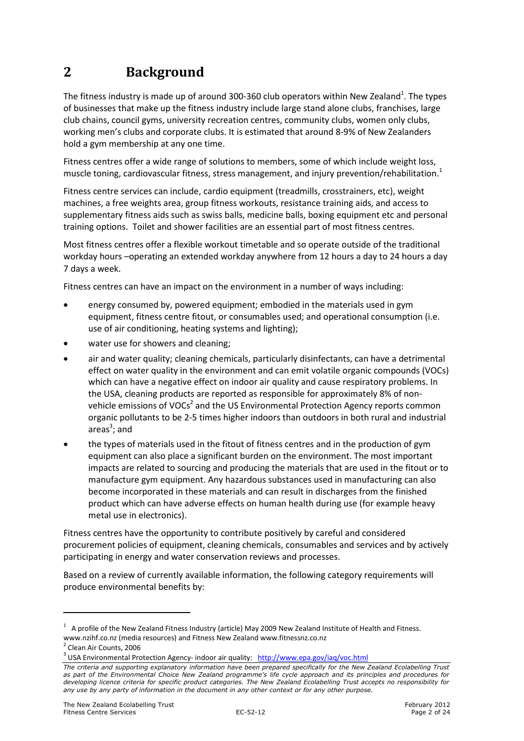# 2 Background

The fitness industry is made up of around 300-360 club operators within New Zealand[1]. The types of businesses that make up the fitness industry include large stand alone clubs, franchises, large club chains, council gyms, university recreation centres, community clubs, women only clubs, working men's clubs and corporate clubs. It is estimated that around 8-9% of New Zealanders hold a gym membership at any one time.

Fitness centres offer a wide range of solutions to members, some of which include weight loss, muscle toning, cardiovascular fitness, stress management, and injury prevention/rehabilitation.[1]

Fitness centre services can include, cardio equipment (treadmills, crosstrainers, etc), weight machines, a free weights area, group fitness workouts, resistance training aids, and access to supplementary fitness aids such as swiss balls, medicine balls, boxing equipment etc and personal training options. Toilet and shower facilities are an essential part of most fitness centres.

Most fitness centres offer a flexible workout timetable and so operate outside of the traditional workday hours –operating an extended workday anywhere from 12 hours a day to 24 hours a day 7 days a week.

Fitness centres can have an impact on the environment in a number of ways including:

- energy consumed by, powered equipment; embodied in the materials used in gym equipment, fitness centre fitout, or consumables used; and operational consumption (i.e. use of air conditioning, heating systems and lighting);
- water use for showers and cleaning;
- air and water quality; cleaning chemicals, particularly disinfectants, can have a detrimental effect on water quality in the environment and can emit volatile organic compounds (VOCs) which can have a negative effect on indoor air quality and cause respiratory problems. In the USA, cleaning products are reported as responsible for approximately 8% of non-vehicle emissions of VOCs[2] and the US Environmental Protection Agency reports common organic pollutants to be 2-5 times higher indoors than outdoors in both rural and industrial areas[3]; and
- the types of materials used in the fitout of fitness centres and in the production of gym equipment can also place a significant burden on the environment. The most important impacts are related to sourcing and producing the materials that are used in the fitout or to manufacture gym equipment. Any hazardous substances used in manufacturing can also become incorporated in these materials and can result in discharges from the finished product which can have adverse effects on human health during use (for example heavy metal use in electronics).

Fitness centres have the opportunity to contribute positively by careful and considered procurement policies of equipment, cleaning chemicals, consumables and services and by actively participating in energy and water conservation reviews and processes.

Based on a review of currently available information, the following category requirements will produce environmental benefits by:

---

[1] A profile of the New Zealand Fitness Industry (article) May 2009 New Zealand Institute of Health and Fitness. www.nzihf.co.nz (media resources) and Fitness New Zealand www.fitnessnz.co.nz

[2] Clean Air Counts, 2006

[3] USA Environmental Protection Agency- indoor air quality: http://www.epa.gov/iaq/voc.html

*The criteria and supporting explanatory information have been prepared specifically for the New Zealand Ecolabelling Trust as part of the Environmental Choice New Zealand programme's life cycle approach and its principles and procedures for developing licence criteria for specific product categories. The New Zealand Ecolabelling Trust accepts no responsibility for any use by any party of information in the document in any other context or for any other purpose.*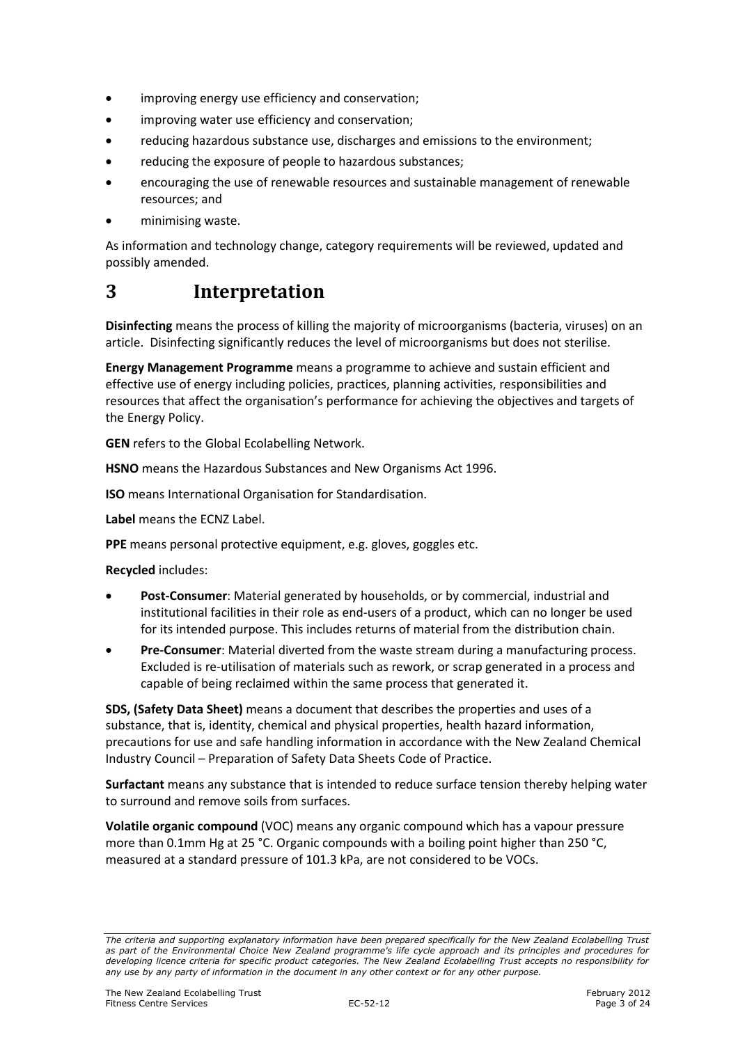- improving energy use efficiency and conservation;
- improving water use efficiency and conservation;
- reducing hazardous substance use, discharges and emissions to the environment;
- reducing the exposure of people to hazardous substances;
- encouraging the use of renewable resources and sustainable management of renewable resources; and
- minimising waste.

As information and technology change, category requirements will be reviewed, updated and possibly amended.

# 3 Interpretation

**Disinfecting** means the process of killing the majority of microorganisms (bacteria, viruses) on an article. Disinfecting significantly reduces the level of microorganisms but does not sterilise.

**Energy Management Programme** means a programme to achieve and sustain efficient and effective use of energy including policies, practices, planning activities, responsibilities and resources that affect the organisation's performance for achieving the objectives and targets of the Energy Policy.

**GEN** refers to the Global Ecolabelling Network.

**HSNO** means the Hazardous Substances and New Organisms Act 1996.

**ISO** means International Organisation for Standardisation.

**Label** means the ECNZ Label.

**PPE** means personal protective equipment, e.g. gloves, goggles etc.

**Recycled** includes:

- **Post-Consumer**: Material generated by households, or by commercial, industrial and institutional facilities in their role as end-users of a product, which can no longer be used for its intended purpose. This includes returns of material from the distribution chain.
- **Pre-Consumer**: Material diverted from the waste stream during a manufacturing process. Excluded is re-utilisation of materials such as rework, or scrap generated in a process and capable of being reclaimed within the same process that generated it.

**SDS, (Safety Data Sheet)** means a document that describes the properties and uses of a substance, that is, identity, chemical and physical properties, health hazard information, precautions for use and safe handling information in accordance with the New Zealand Chemical Industry Council – Preparation of Safety Data Sheets Code of Practice.

**Surfactant** means any substance that is intended to reduce surface tension thereby helping water to surround and remove soils from surfaces.

**Volatile organic compound** (VOC) means any organic compound which has a vapour pressure more than 0.1mm Hg at 25 °C. Organic compounds with a boiling point higher than 250 °C, measured at a standard pressure of 101.3 kPa, are not considered to be VOCs.

*The criteria and supporting explanatory information have been prepared specifically for the New Zealand Ecolabelling Trust as part of the Environmental Choice New Zealand programme's life cycle approach and its principles and procedures for developing licence criteria for specific product categories. The New Zealand Ecolabelling Trust accepts no responsibility for any use by any party of information in the document in any other context or for any other purpose.*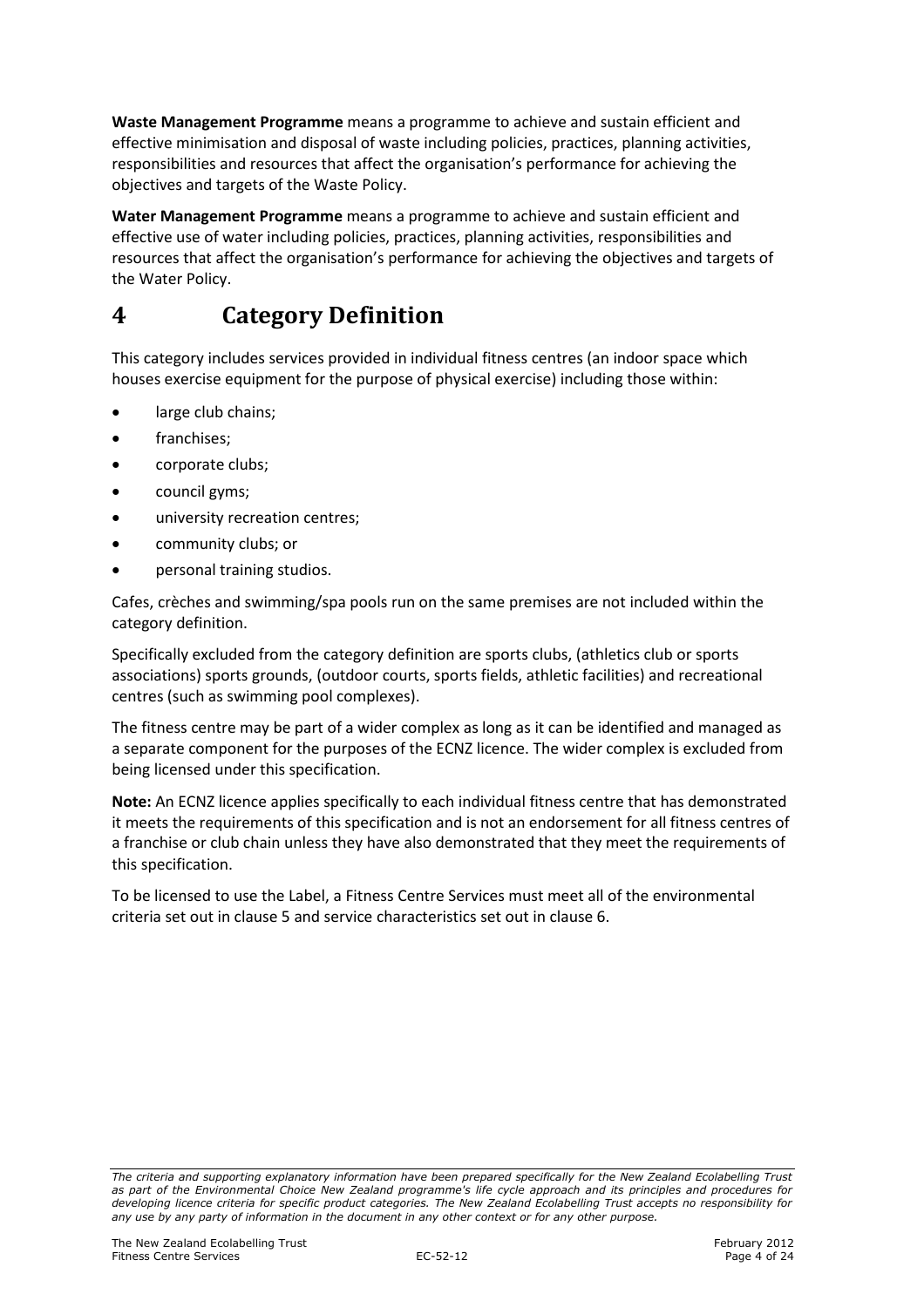**Waste Management Programme** means a programme to achieve and sustain efficient and effective minimisation and disposal of waste including policies, practices, planning activities, responsibilities and resources that affect the organisation's performance for achieving the objectives and targets of the Waste Policy.

**Water Management Programme** means a programme to achieve and sustain efficient and effective use of water including policies, practices, planning activities, responsibilities and resources that affect the organisation's performance for achieving the objectives and targets of the Water Policy.

# 4 Category Definition

This category includes services provided in individual fitness centres (an indoor space which houses exercise equipment for the purpose of physical exercise) including those within:

- large club chains;
- franchises;
- corporate clubs;
- council gyms;
- university recreation centres;
- community clubs; or
- personal training studios.

Cafes, crèches and swimming/spa pools run on the same premises are not included within the category definition.

Specifically excluded from the category definition are sports clubs, (athletics club or sports associations) sports grounds, (outdoor courts, sports fields, athletic facilities) and recreational centres (such as swimming pool complexes).

The fitness centre may be part of a wider complex as long as it can be identified and managed as a separate component for the purposes of the ECNZ licence. The wider complex is excluded from being licensed under this specification.

**Note:** An ECNZ licence applies specifically to each individual fitness centre that has demonstrated it meets the requirements of this specification and is not an endorsement for all fitness centres of a franchise or club chain unless they have also demonstrated that they meet the requirements of this specification.

To be licensed to use the Label, a Fitness Centre Services must meet all of the environmental criteria set out in clause 5 and service characteristics set out in clause 6.

*The criteria and supporting explanatory information have been prepared specifically for the New Zealand Ecolabelling Trust as part of the Environmental Choice New Zealand programme's life cycle approach and its principles and procedures for developing licence criteria for specific product categories. The New Zealand Ecolabelling Trust accepts no responsibility for any use by any party of information in the document in any other context or for any other purpose.*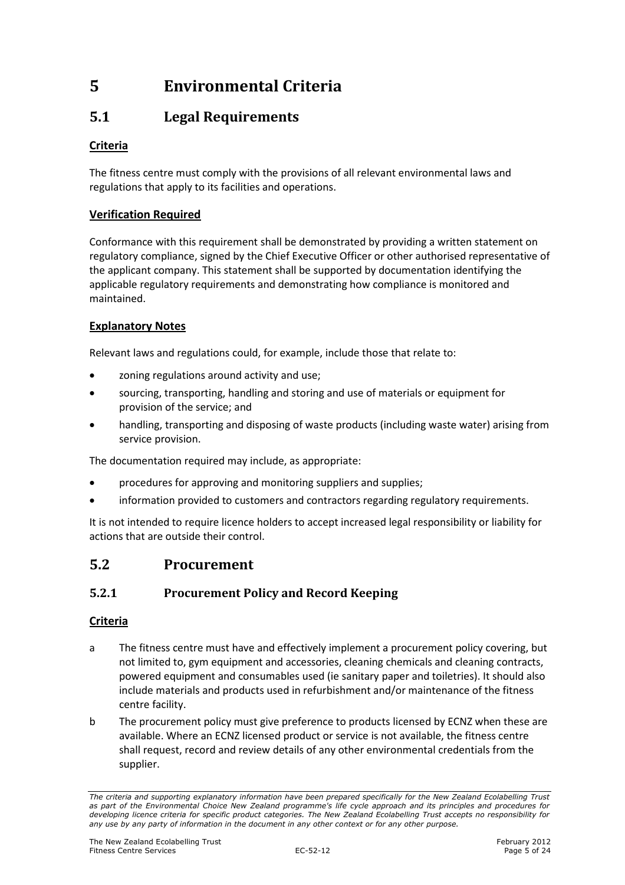# 5 Environmental Criteria

## 5.1 Legal Requirements

**Criteria**

The fitness centre must comply with the provisions of all relevant environmental laws and regulations that apply to its facilities and operations.

**Verification Required**

Conformance with this requirement shall be demonstrated by providing a written statement on regulatory compliance, signed by the Chief Executive Officer or other authorised representative of the applicant company. This statement shall be supported by documentation identifying the applicable regulatory requirements and demonstrating how compliance is monitored and maintained.

**Explanatory Notes**

Relevant laws and regulations could, for example, include those that relate to:

- zoning regulations around activity and use;
- sourcing, transporting, handling and storing and use of materials or equipment for provision of the service; and
- handling, transporting and disposing of waste products (including waste water) arising from service provision.

The documentation required may include, as appropriate:

- procedures for approving and monitoring suppliers and supplies;
- information provided to customers and contractors regarding regulatory requirements.

It is not intended to require licence holders to accept increased legal responsibility or liability for actions that are outside their control.

## 5.2 Procurement

### 5.2.1 Procurement Policy and Record Keeping

**Criteria**

a The fitness centre must have and effectively implement a procurement policy covering, but not limited to, gym equipment and accessories, cleaning chemicals and cleaning contracts, powered equipment and consumables used (ie sanitary paper and toiletries). It should also include materials and products used in refurbishment and/or maintenance of the fitness centre facility.

b The procurement policy must give preference to products licensed by ECNZ when these are available. Where an ECNZ licensed product or service is not available, the fitness centre shall request, record and review details of any other environmental credentials from the supplier.

*The criteria and supporting explanatory information have been prepared specifically for the New Zealand Ecolabelling Trust as part of the Environmental Choice New Zealand programme's life cycle approach and its principles and procedures for developing licence criteria for specific product categories. The New Zealand Ecolabelling Trust accepts no responsibility for any use by any party of information in the document in any other context or for any other purpose.*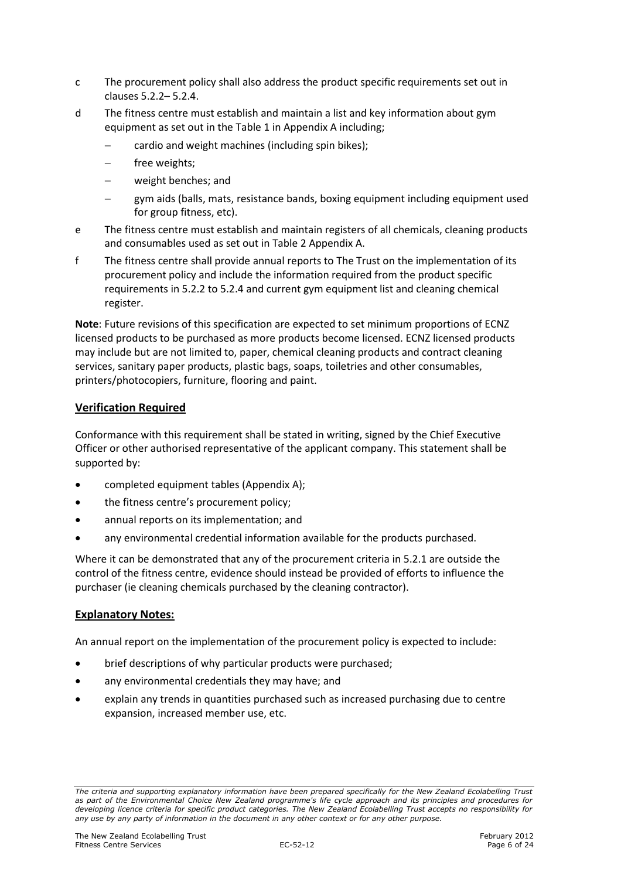c The procurement policy shall also address the product specific requirements set out in clauses 5.2.2– 5.2.4.

d The fitness centre must establish and maintain a list and key information about gym equipment as set out in the Table 1 in Appendix A including;

- cardio and weight machines (including spin bikes);
- free weights;
- weight benches; and
- gym aids (balls, mats, resistance bands, boxing equipment including equipment used for group fitness, etc).

e The fitness centre must establish and maintain registers of all chemicals, cleaning products and consumables used as set out in Table 2 Appendix A.

f The fitness centre shall provide annual reports to The Trust on the implementation of its procurement policy and include the information required from the product specific requirements in 5.2.2 to 5.2.4 and current gym equipment list and cleaning chemical register.

**Note**: Future revisions of this specification are expected to set minimum proportions of ECNZ licensed products to be purchased as more products become licensed. ECNZ licensed products may include but are not limited to, paper, chemical cleaning products and contract cleaning services, sanitary paper products, plastic bags, soaps, toiletries and other consumables, printers/photocopiers, furniture, flooring and paint.

## Verification Required

Conformance with this requirement shall be stated in writing, signed by the Chief Executive Officer or other authorised representative of the applicant company. This statement shall be supported by:

- completed equipment tables (Appendix A);
- the fitness centre's procurement policy;
- annual reports on its implementation; and
- any environmental credential information available for the products purchased.

Where it can be demonstrated that any of the procurement criteria in 5.2.1 are outside the control of the fitness centre, evidence should instead be provided of efforts to influence the purchaser (ie cleaning chemicals purchased by the cleaning contractor).

## Explanatory Notes:

An annual report on the implementation of the procurement policy is expected to include:

- brief descriptions of why particular products were purchased;
- any environmental credentials they may have; and
- explain any trends in quantities purchased such as increased purchasing due to centre expansion, increased member use, etc.

*The criteria and supporting explanatory information have been prepared specifically for the New Zealand Ecolabelling Trust as part of the Environmental Choice New Zealand programme's life cycle approach and its principles and procedures for developing licence criteria for specific product categories. The New Zealand Ecolabelling Trust accepts no responsibility for any use by any party of information in the document in any other context or for any other purpose.*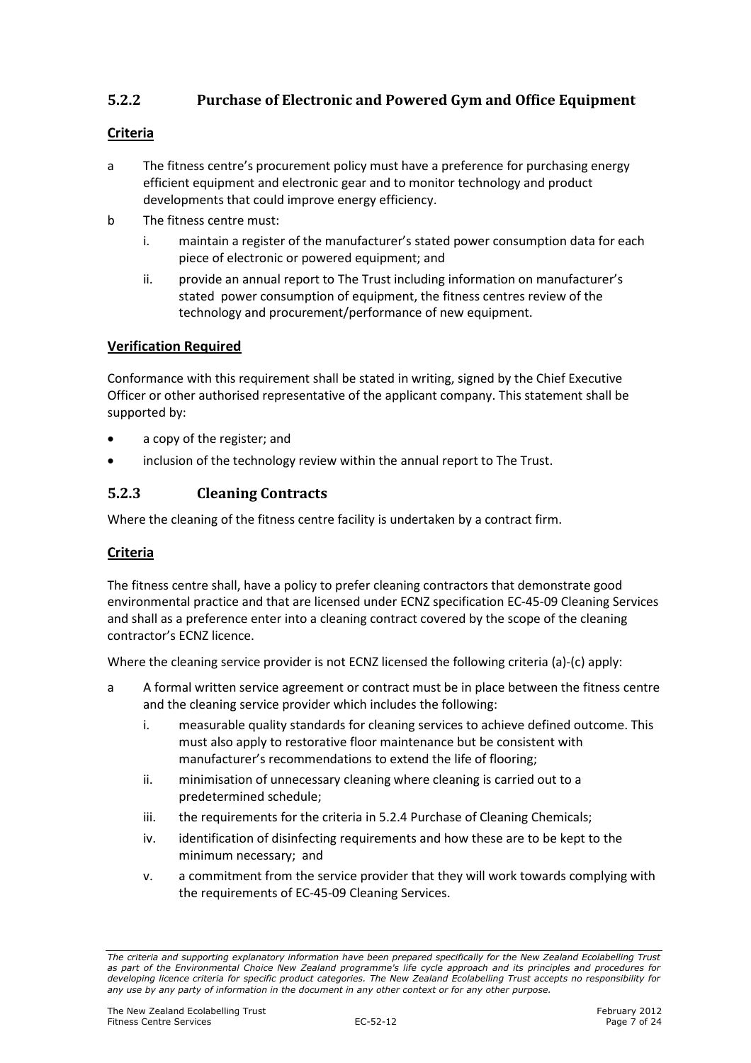### 5.2.2 Purchase of Electronic and Powered Gym and Office Equipment

**Criteria**

a The fitness centre's procurement policy must have a preference for purchasing energy efficient equipment and electronic gear and to monitor technology and product developments that could improve energy efficiency.

b The fitness centre must:

   i. maintain a register of the manufacturer's stated power consumption data for each piece of electronic or powered equipment; and

   ii. provide an annual report to The Trust including information on manufacturer's stated power consumption of equipment, the fitness centres review of the technology and procurement/performance of new equipment.

**Verification Required**

Conformance with this requirement shall be stated in writing, signed by the Chief Executive Officer or other authorised representative of the applicant company. This statement shall be supported by:

- a copy of the register; and
- inclusion of the technology review within the annual report to The Trust.

### 5.2.3 Cleaning Contracts

Where the cleaning of the fitness centre facility is undertaken by a contract firm.

**Criteria**

The fitness centre shall, have a policy to prefer cleaning contractors that demonstrate good environmental practice and that are licensed under ECNZ specification EC-45-09 Cleaning Services and shall as a preference enter into a cleaning contract covered by the scope of the cleaning contractor's ECNZ licence.

Where the cleaning service provider is not ECNZ licensed the following criteria (a)-(c) apply:

a A formal written service agreement or contract must be in place between the fitness centre and the cleaning service provider which includes the following:

   i. measurable quality standards for cleaning services to achieve defined outcome. This must also apply to restorative floor maintenance but be consistent with manufacturer's recommendations to extend the life of flooring;

   ii. minimisation of unnecessary cleaning where cleaning is carried out to a predetermined schedule;

   iii. the requirements for the criteria in 5.2.4 Purchase of Cleaning Chemicals;

   iv. identification of disinfecting requirements and how these are to be kept to the minimum necessary; and

   v. a commitment from the service provider that they will work towards complying with the requirements of EC-45-09 Cleaning Services.

*The criteria and supporting explanatory information have been prepared specifically for the New Zealand Ecolabelling Trust as part of the Environmental Choice New Zealand programme's life cycle approach and its principles and procedures for developing licence criteria for specific product categories. The New Zealand Ecolabelling Trust accepts no responsibility for any use by any party of information in the document in any other context or for any other purpose.*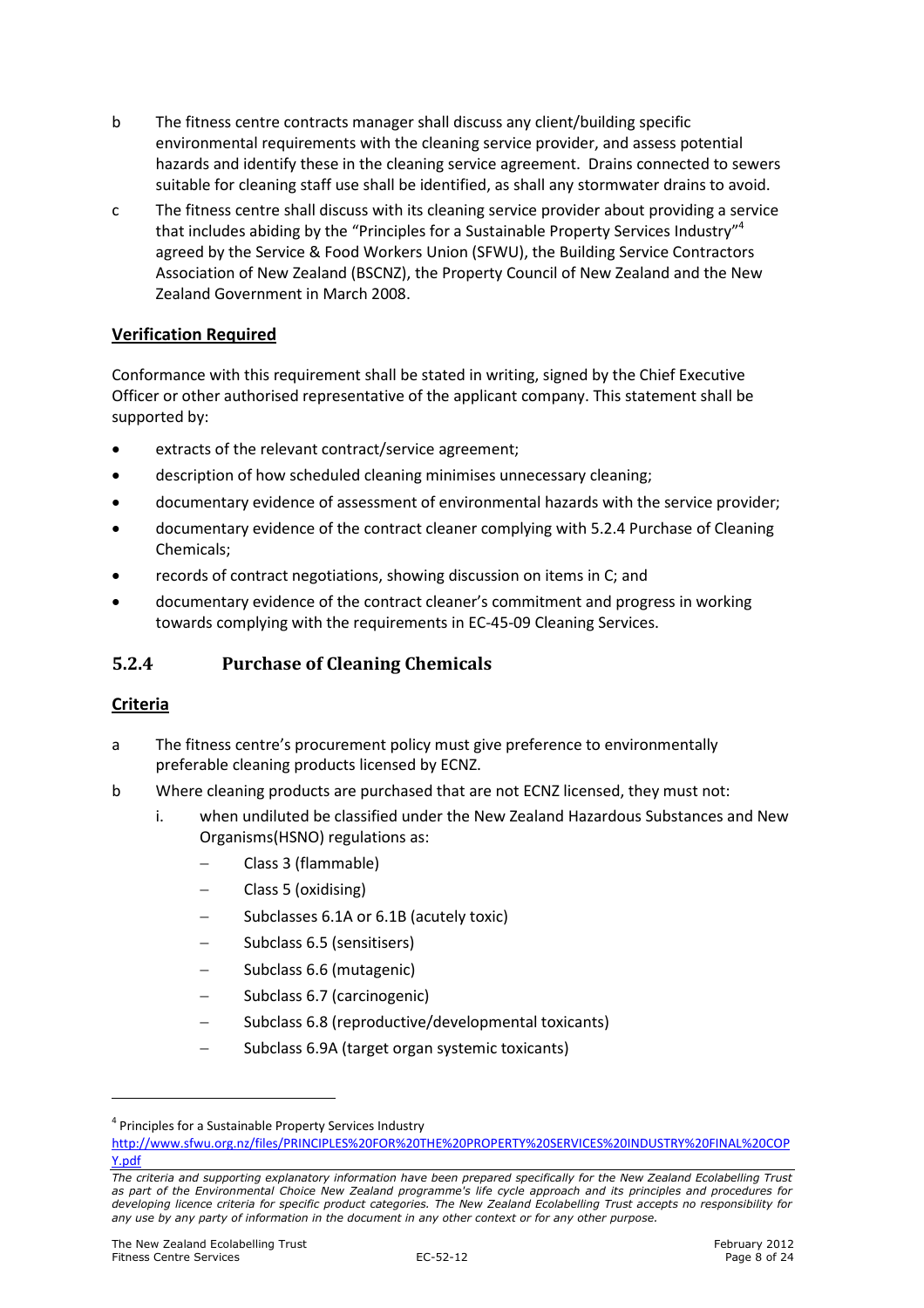b The fitness centre contracts manager shall discuss any client/building specific environmental requirements with the cleaning service provider, and assess potential hazards and identify these in the cleaning service agreement. Drains connected to sewers suitable for cleaning staff use shall be identified, as shall any stormwater drains to avoid.

c The fitness centre shall discuss with its cleaning service provider about providing a service that includes abiding by the "Principles for a Sustainable Property Services Industry"[4] agreed by the Service & Food Workers Union (SFWU), the Building Service Contractors Association of New Zealand (BSCNZ), the Property Council of New Zealand and the New Zealand Government in March 2008.

**Verification Required**

Conformance with this requirement shall be stated in writing, signed by the Chief Executive Officer or other authorised representative of the applicant company. This statement shall be supported by:

- extracts of the relevant contract/service agreement;
- description of how scheduled cleaning minimises unnecessary cleaning;
- documentary evidence of assessment of environmental hazards with the service provider;
- documentary evidence of the contract cleaner complying with 5.2.4 Purchase of Cleaning Chemicals;
- records of contract negotiations, showing discussion on items in C; and
- documentary evidence of the contract cleaner's commitment and progress in working towards complying with the requirements in EC-45-09 Cleaning Services.

### 5.2.4 Purchase of Cleaning Chemicals

**Criteria**

a The fitness centre's procurement policy must give preference to environmentally preferable cleaning products licensed by ECNZ.

b Where cleaning products are purchased that are not ECNZ licensed, they must not:

   i. when undiluted be classified under the New Zealand Hazardous Substances and New Organisms(HSNO) regulations as:

      - Class 3 (flammable)
      - Class 5 (oxidising)
      - Subclasses 6.1A or 6.1B (acutely toxic)
      - Subclass 6.5 (sensitisers)
      - Subclass 6.6 (mutagenic)
      - Subclass 6.7 (carcinogenic)
      - Subclass 6.8 (reproductive/developmental toxicants)
      - Subclass 6.9A (target organ systemic toxicants)

---

[4] Principles for a Sustainable Property Services Industry http://www.sfwu.org.nz/files/PRINCIPLES%20FOR%20THE%20PROPERTY%20SERVICES%20INDUSTRY%20FINAL%20COPY.pdf

*The criteria and supporting explanatory information have been prepared specifically for the New Zealand Ecolabelling Trust as part of the Environmental Choice New Zealand programme's life cycle approach and its principles and procedures for developing licence criteria for specific product categories. The New Zealand Ecolabelling Trust accepts no responsibility for any use by any party of information in the document in any other context or for any other purpose.*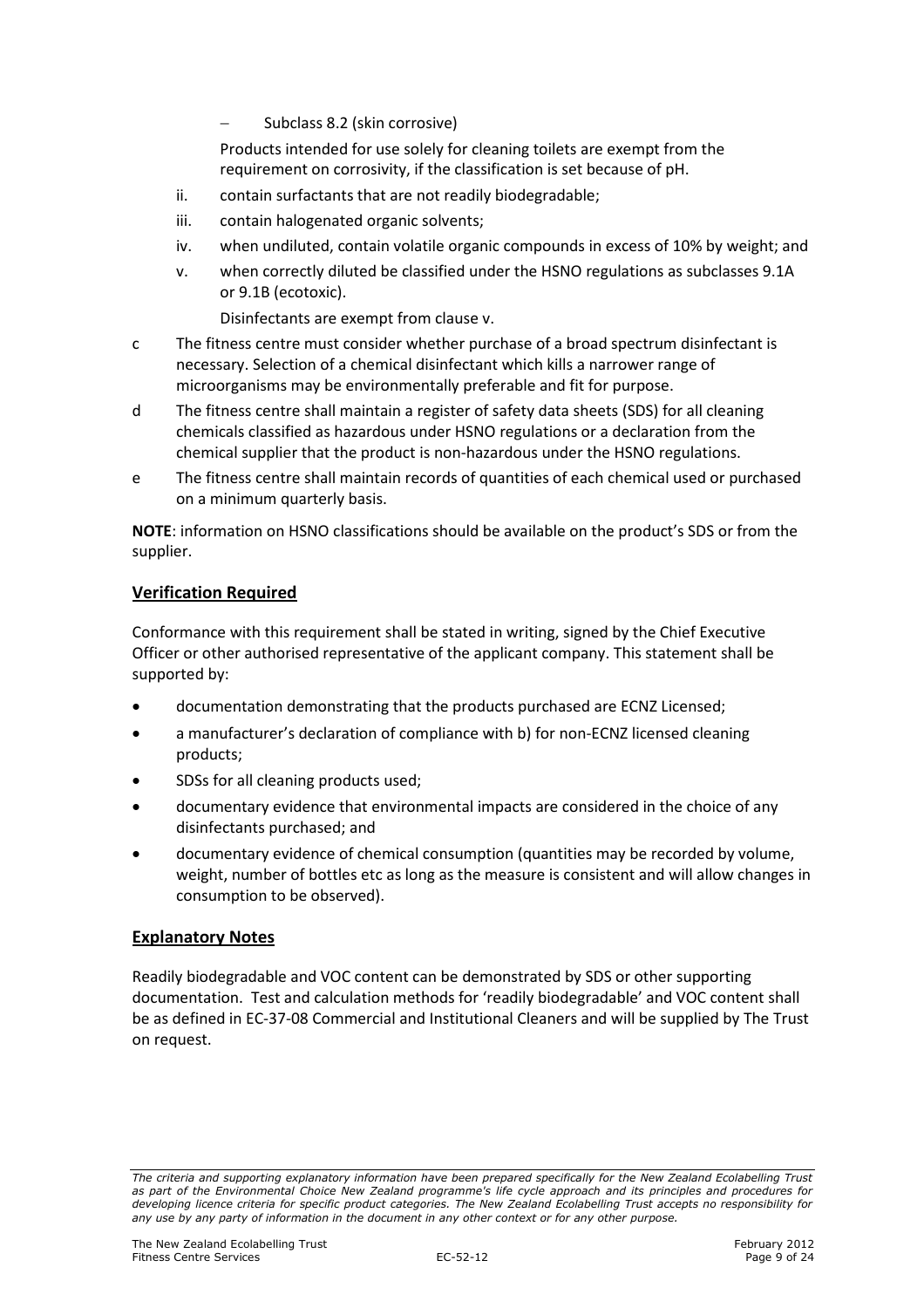- Subclass 8.2 (skin corrosive)

  Products intended for use solely for cleaning toilets are exempt from the requirement on corrosivity, if the classification is set because of pH.

ii. contain surfactants that are not readily biodegradable;

iii. contain halogenated organic solvents;

iv. when undiluted, contain volatile organic compounds in excess of 10% by weight; and

v. when correctly diluted be classified under the HSNO regulations as subclasses 9.1A or 9.1B (ecotoxic).

   Disinfectants are exempt from clause v.

c The fitness centre must consider whether purchase of a broad spectrum disinfectant is necessary. Selection of a chemical disinfectant which kills a narrower range of microorganisms may be environmentally preferable and fit for purpose.

d The fitness centre shall maintain a register of safety data sheets (SDS) for all cleaning chemicals classified as hazardous under HSNO regulations or a declaration from the chemical supplier that the product is non-hazardous under the HSNO regulations.

e The fitness centre shall maintain records of quantities of each chemical used or purchased on a minimum quarterly basis.

**NOTE**: information on HSNO classifications should be available on the product's SDS or from the supplier.

## Verification Required

Conformance with this requirement shall be stated in writing, signed by the Chief Executive Officer or other authorised representative of the applicant company. This statement shall be supported by:

- documentation demonstrating that the products purchased are ECNZ Licensed;
- a manufacturer's declaration of compliance with b) for non-ECNZ licensed cleaning products;
- SDSs for all cleaning products used;
- documentary evidence that environmental impacts are considered in the choice of any disinfectants purchased; and
- documentary evidence of chemical consumption (quantities may be recorded by volume, weight, number of bottles etc as long as the measure is consistent and will allow changes in consumption to be observed).

## Explanatory Notes

Readily biodegradable and VOC content can be demonstrated by SDS or other supporting documentation. Test and calculation methods for 'readily biodegradable' and VOC content shall be as defined in EC-37-08 Commercial and Institutional Cleaners and will be supplied by The Trust on request.

*The criteria and supporting explanatory information have been prepared specifically for the New Zealand Ecolabelling Trust as part of the Environmental Choice New Zealand programme's life cycle approach and its principles and procedures for developing licence criteria for specific product categories. The New Zealand Ecolabelling Trust accepts no responsibility for any use by any party of information in the document in any other context or for any other purpose.*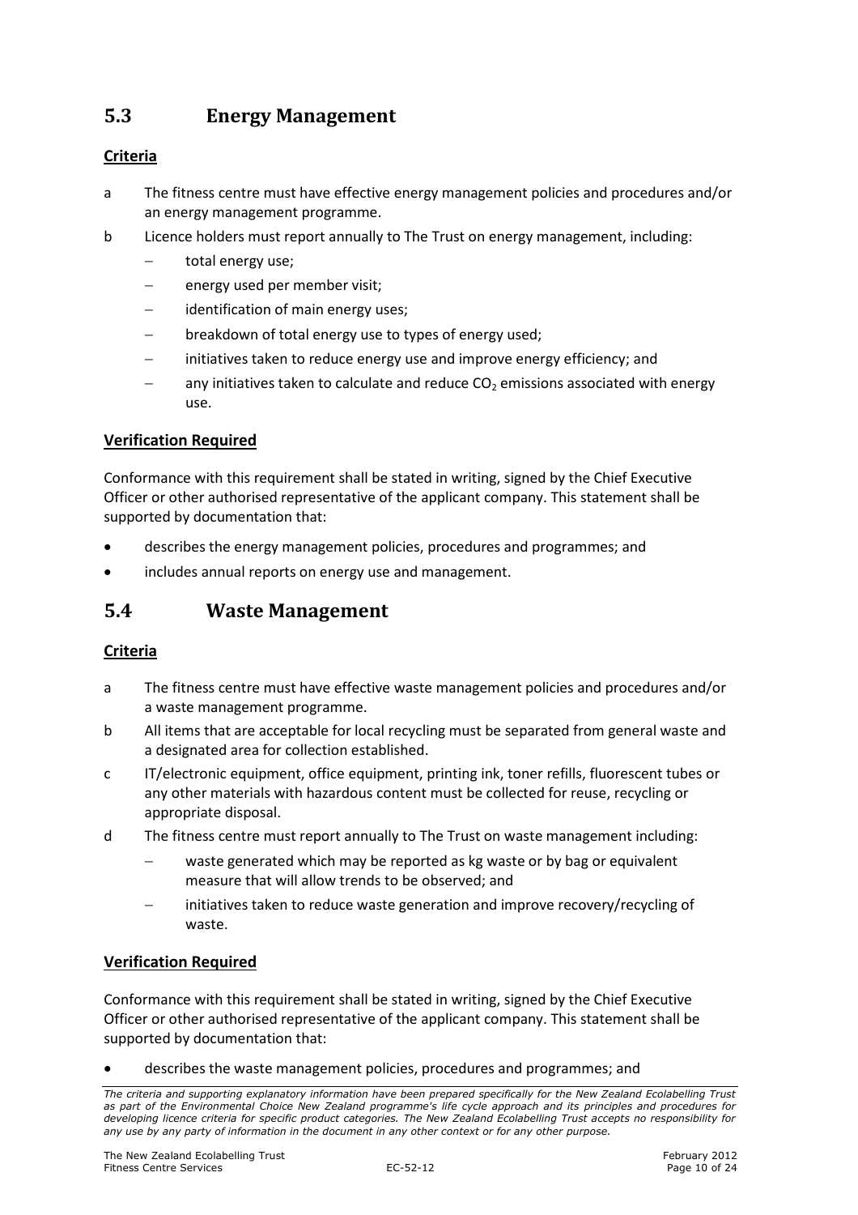## 5.3 Energy Management

**Criteria**

a The fitness centre must have effective energy management policies and procedures and/or an energy management programme.

b Licence holders must report annually to The Trust on energy management, including:

- total energy use;
- energy used per member visit;
- identification of main energy uses;
- breakdown of total energy use to types of energy used;
- initiatives taken to reduce energy use and improve energy efficiency; and
- any initiatives taken to calculate and reduce $CO_2$ emissions associated with energy use.

**Verification Required**

Conformance with this requirement shall be stated in writing, signed by the Chief Executive Officer or other authorised representative of the applicant company. This statement shall be supported by documentation that:

- describes the energy management policies, procedures and programmes; and
- includes annual reports on energy use and management.

## 5.4 Waste Management

**Criteria**

a The fitness centre must have effective waste management policies and procedures and/or a waste management programme.

b All items that are acceptable for local recycling must be separated from general waste and a designated area for collection established.

c IT/electronic equipment, office equipment, printing ink, toner refills, fluorescent tubes or any other materials with hazardous content must be collected for reuse, recycling or appropriate disposal.

d The fitness centre must report annually to The Trust on waste management including:

- waste generated which may be reported as kg waste or by bag or equivalent measure that will allow trends to be observed; and
- initiatives taken to reduce waste generation and improve recovery/recycling of waste.

**Verification Required**

Conformance with this requirement shall be stated in writing, signed by the Chief Executive Officer or other authorised representative of the applicant company. This statement shall be supported by documentation that:

- describes the waste management policies, procedures and programmes; and

*The criteria and supporting explanatory information have been prepared specifically for the New Zealand Ecolabelling Trust as part of the Environmental Choice New Zealand programme's life cycle approach and its principles and procedures for developing licence criteria for specific product categories. The New Zealand Ecolabelling Trust accepts no responsibility for any use by any party of information in the document in any other context or for any other purpose.*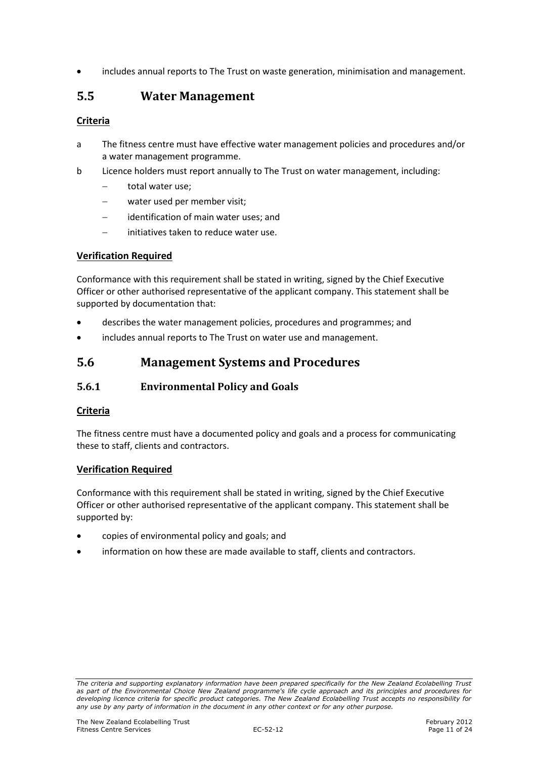- includes annual reports to The Trust on waste generation, minimisation and management.

## 5.5 Water Management

**Criteria**

a The fitness centre must have effective water management policies and procedures and/or a water management programme.

b Licence holders must report annually to The Trust on water management, including:
   - total water use;
   - water used per member visit;
   - identification of main water uses; and
   - initiatives taken to reduce water use.

**Verification Required**

Conformance with this requirement shall be stated in writing, signed by the Chief Executive Officer or other authorised representative of the applicant company. This statement shall be supported by documentation that:

- describes the water management policies, procedures and programmes; and
- includes annual reports to The Trust on water use and management.

## 5.6 Management Systems and Procedures

### 5.6.1 Environmental Policy and Goals

**Criteria**

The fitness centre must have a documented policy and goals and a process for communicating these to staff, clients and contractors.

**Verification Required**

Conformance with this requirement shall be stated in writing, signed by the Chief Executive Officer or other authorised representative of the applicant company. This statement shall be supported by:

- copies of environmental policy and goals; and
- information on how these are made available to staff, clients and contractors.

*The criteria and supporting explanatory information have been prepared specifically for the New Zealand Ecolabelling Trust as part of the Environmental Choice New Zealand programme's life cycle approach and its principles and procedures for developing licence criteria for specific product categories. The New Zealand Ecolabelling Trust accepts no responsibility for any use by any party of information in the document in any other context or for any other purpose.*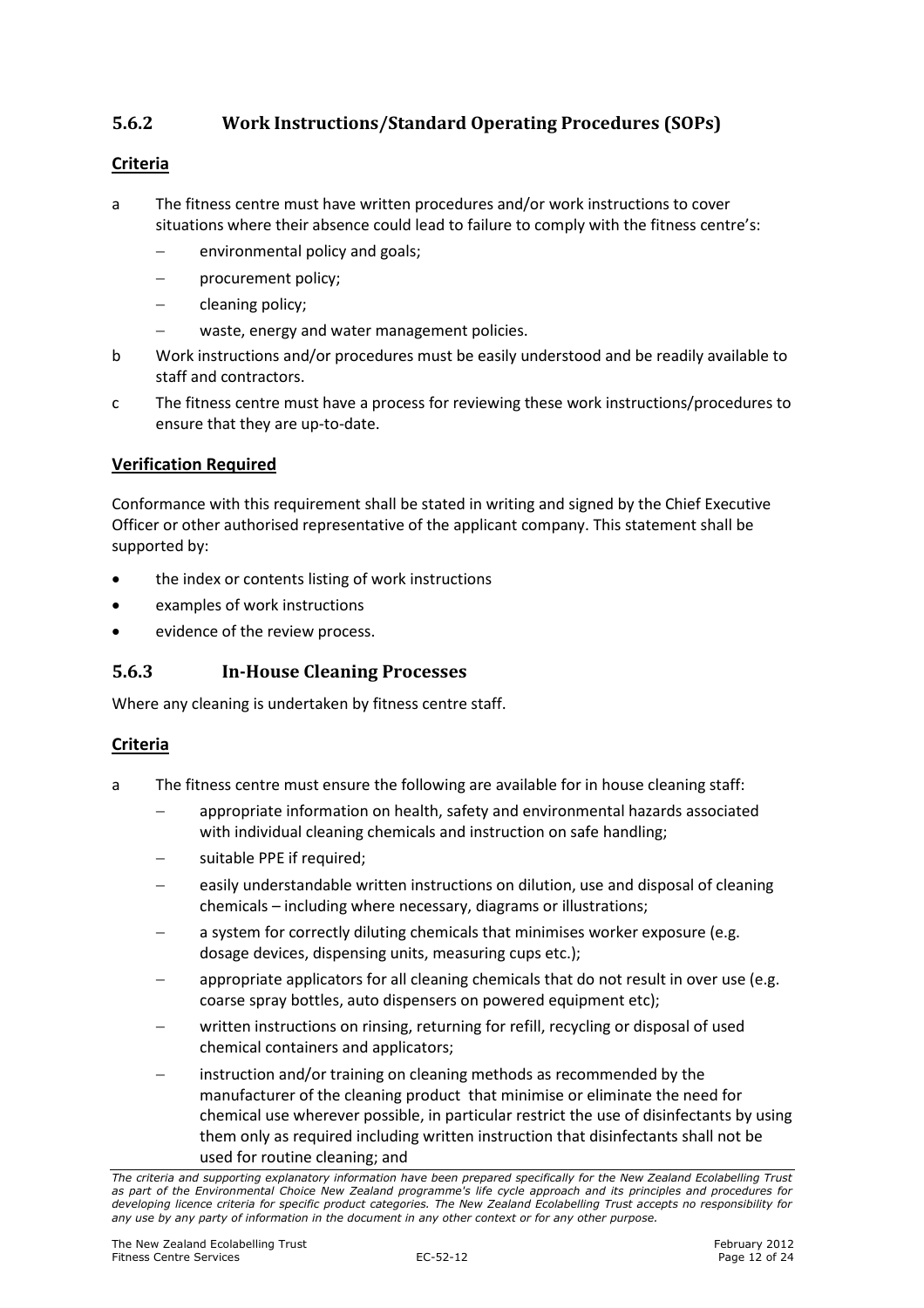### 5.6.2 Work Instructions/Standard Operating Procedures (SOPs)

**Criteria**

a The fitness centre must have written procedures and/or work instructions to cover situations where their absence could lead to failure to comply with the fitness centre's:

- environmental policy and goals;
- procurement policy;
- cleaning policy;
- waste, energy and water management policies.

b Work instructions and/or procedures must be easily understood and be readily available to staff and contractors.

c The fitness centre must have a process for reviewing these work instructions/procedures to ensure that they are up-to-date.

**Verification Required**

Conformance with this requirement shall be stated in writing and signed by the Chief Executive Officer or other authorised representative of the applicant company. This statement shall be supported by:

- the index or contents listing of work instructions
- examples of work instructions
- evidence of the review process.

### 5.6.3 In-House Cleaning Processes

Where any cleaning is undertaken by fitness centre staff.

**Criteria**

a The fitness centre must ensure the following are available for in house cleaning staff:

- appropriate information on health, safety and environmental hazards associated with individual cleaning chemicals and instruction on safe handling;
- suitable PPE if required;
- easily understandable written instructions on dilution, use and disposal of cleaning chemicals – including where necessary, diagrams or illustrations;
- a system for correctly diluting chemicals that minimises worker exposure (e.g. dosage devices, dispensing units, measuring cups etc.);
- appropriate applicators for all cleaning chemicals that do not result in over use (e.g. coarse spray bottles, auto dispensers on powered equipment etc);
- written instructions on rinsing, returning for refill, recycling or disposal of used chemical containers and applicators;
- instruction and/or training on cleaning methods as recommended by the manufacturer of the cleaning product that minimise or eliminate the need for chemical use wherever possible, in particular restrict the use of disinfectants by using them only as required including written instruction that disinfectants shall not be used for routine cleaning; and

*The criteria and supporting explanatory information have been prepared specifically for the New Zealand Ecolabelling Trust as part of the Environmental Choice New Zealand programme's life cycle approach and its principles and procedures for developing licence criteria for specific product categories. The New Zealand Ecolabelling Trust accepts no responsibility for any use by any party of information in the document in any other context or for any other purpose.*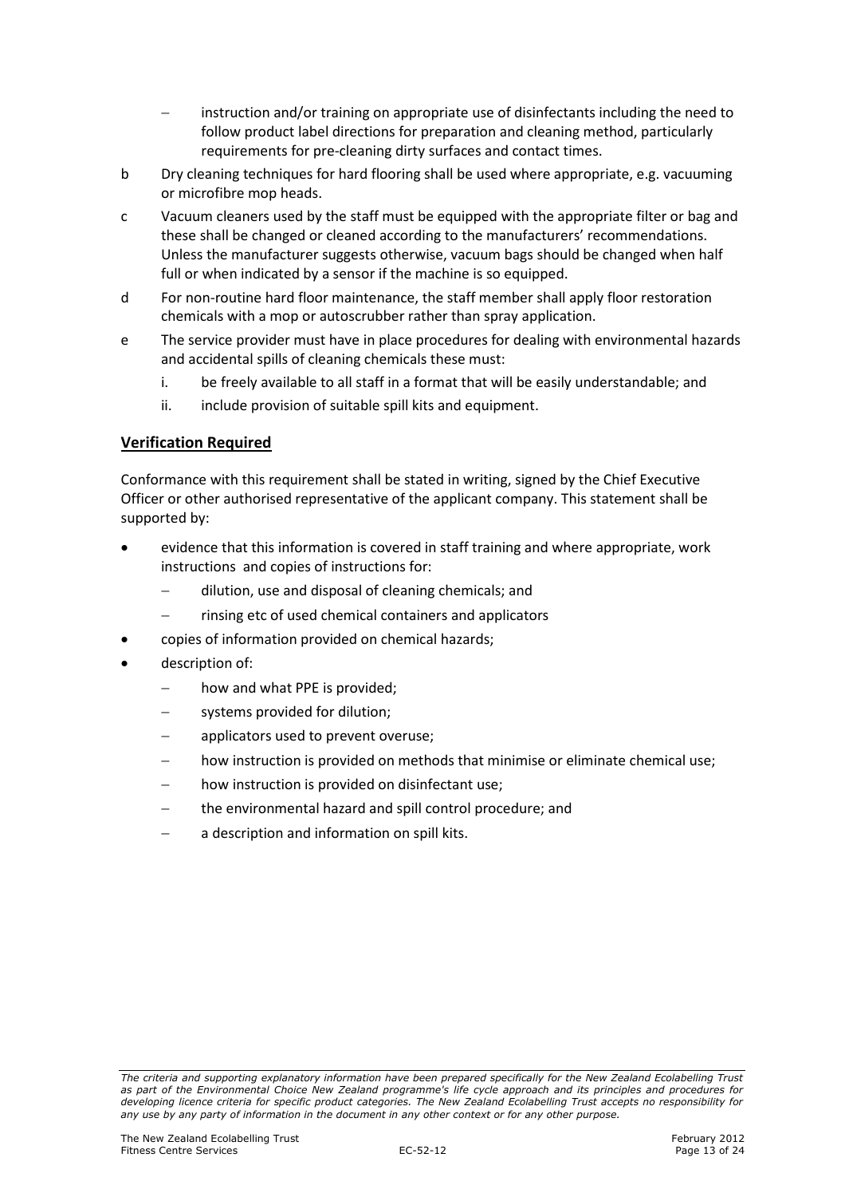- instruction and/or training on appropriate use of disinfectants including the need to follow product label directions for preparation and cleaning method, particularly requirements for pre-cleaning dirty surfaces and contact times.

b Dry cleaning techniques for hard flooring shall be used where appropriate, e.g. vacuuming or microfibre mop heads.

c Vacuum cleaners used by the staff must be equipped with the appropriate filter or bag and these shall be changed or cleaned according to the manufacturers' recommendations. Unless the manufacturer suggests otherwise, vacuum bags should be changed when half full or when indicated by a sensor if the machine is so equipped.

d For non-routine hard floor maintenance, the staff member shall apply floor restoration chemicals with a mop or autoscrubber rather than spray application.

e The service provider must have in place procedures for dealing with environmental hazards and accidental spills of cleaning chemicals these must:

  i. be freely available to all staff in a format that will be easily understandable; and
  
  ii. include provision of suitable spill kits and equipment.

## Verification Required

Conformance with this requirement shall be stated in writing, signed by the Chief Executive Officer or other authorised representative of the applicant company. This statement shall be supported by:

- evidence that this information is covered in staff training and where appropriate, work instructions and copies of instructions for:
  - dilution, use and disposal of cleaning chemicals; and
  - rinsing etc of used chemical containers and applicators
- copies of information provided on chemical hazards;
- description of:
  - how and what PPE is provided;
  - systems provided for dilution;
  - applicators used to prevent overuse;
  - how instruction is provided on methods that minimise or eliminate chemical use;
  - how instruction is provided on disinfectant use;
  - the environmental hazard and spill control procedure; and
  - a description and information on spill kits.

*The criteria and supporting explanatory information have been prepared specifically for the New Zealand Ecolabelling Trust as part of the Environmental Choice New Zealand programme's life cycle approach and its principles and procedures for developing licence criteria for specific product categories. The New Zealand Ecolabelling Trust accepts no responsibility for any use by any party of information in the document in any other context or for any other purpose.*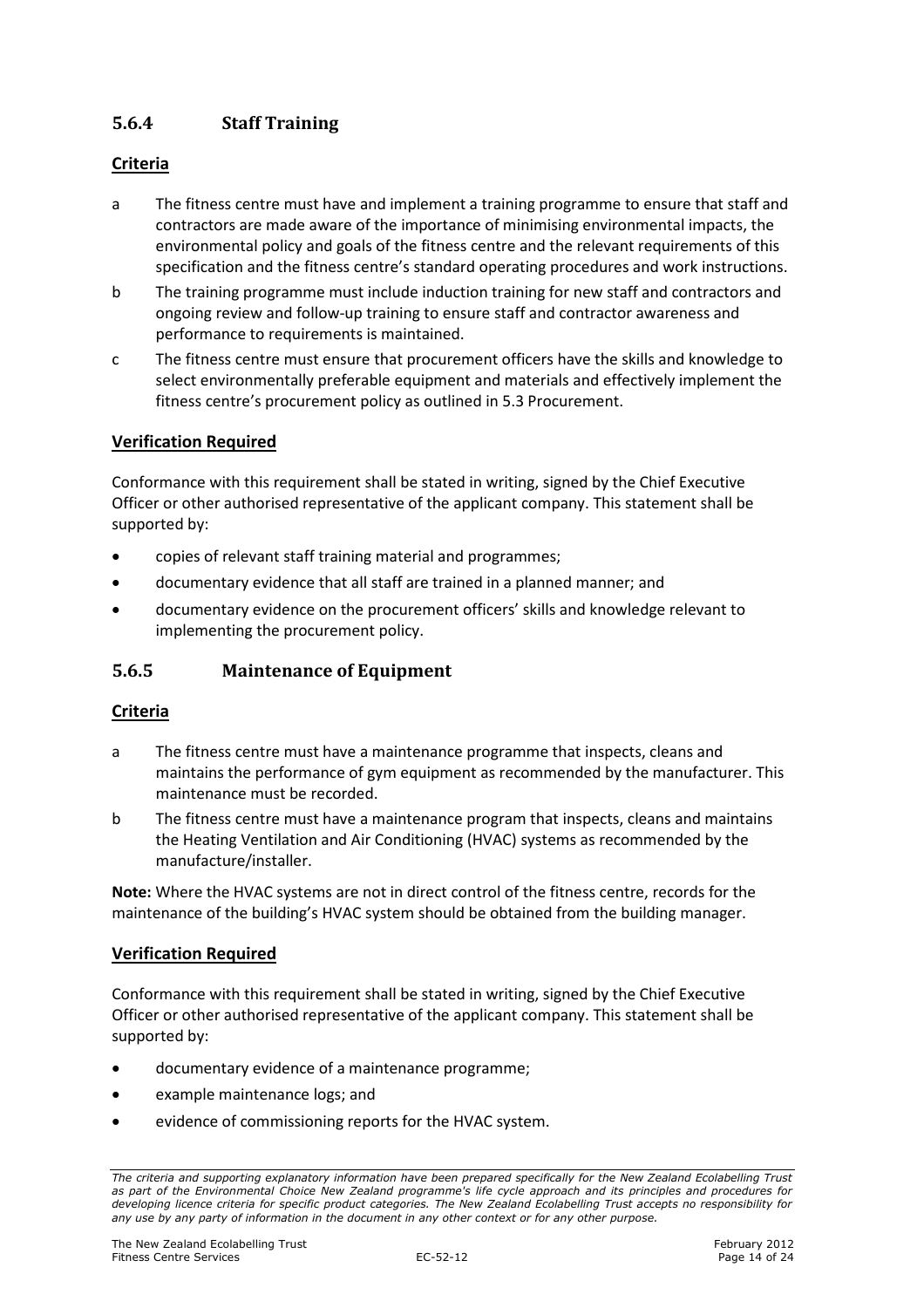### 5.6.4 Staff Training

**Criteria**

a The fitness centre must have and implement a training programme to ensure that staff and contractors are made aware of the importance of minimising environmental impacts, the environmental policy and goals of the fitness centre and the relevant requirements of this specification and the fitness centre's standard operating procedures and work instructions.

b The training programme must include induction training for new staff and contractors and ongoing review and follow-up training to ensure staff and contractor awareness and performance to requirements is maintained.

c The fitness centre must ensure that procurement officers have the skills and knowledge to select environmentally preferable equipment and materials and effectively implement the fitness centre's procurement policy as outlined in 5.3 Procurement.

**Verification Required**

Conformance with this requirement shall be stated in writing, signed by the Chief Executive Officer or other authorised representative of the applicant company. This statement shall be supported by:

- copies of relevant staff training material and programmes;
- documentary evidence that all staff are trained in a planned manner; and
- documentary evidence on the procurement officers' skills and knowledge relevant to implementing the procurement policy.

### 5.6.5 Maintenance of Equipment

**Criteria**

a The fitness centre must have a maintenance programme that inspects, cleans and maintains the performance of gym equipment as recommended by the manufacturer. This maintenance must be recorded.

b The fitness centre must have a maintenance program that inspects, cleans and maintains the Heating Ventilation and Air Conditioning (HVAC) systems as recommended by the manufacture/installer.

**Note:** Where the HVAC systems are not in direct control of the fitness centre, records for the maintenance of the building's HVAC system should be obtained from the building manager.

**Verification Required**

Conformance with this requirement shall be stated in writing, signed by the Chief Executive Officer or other authorised representative of the applicant company. This statement shall be supported by:

- documentary evidence of a maintenance programme;
- example maintenance logs; and
- evidence of commissioning reports for the HVAC system.

*The criteria and supporting explanatory information have been prepared specifically for the New Zealand Ecolabelling Trust as part of the Environmental Choice New Zealand programme's life cycle approach and its principles and procedures for developing licence criteria for specific product categories. The New Zealand Ecolabelling Trust accepts no responsibility for any use by any party of information in the document in any other context or for any other purpose.*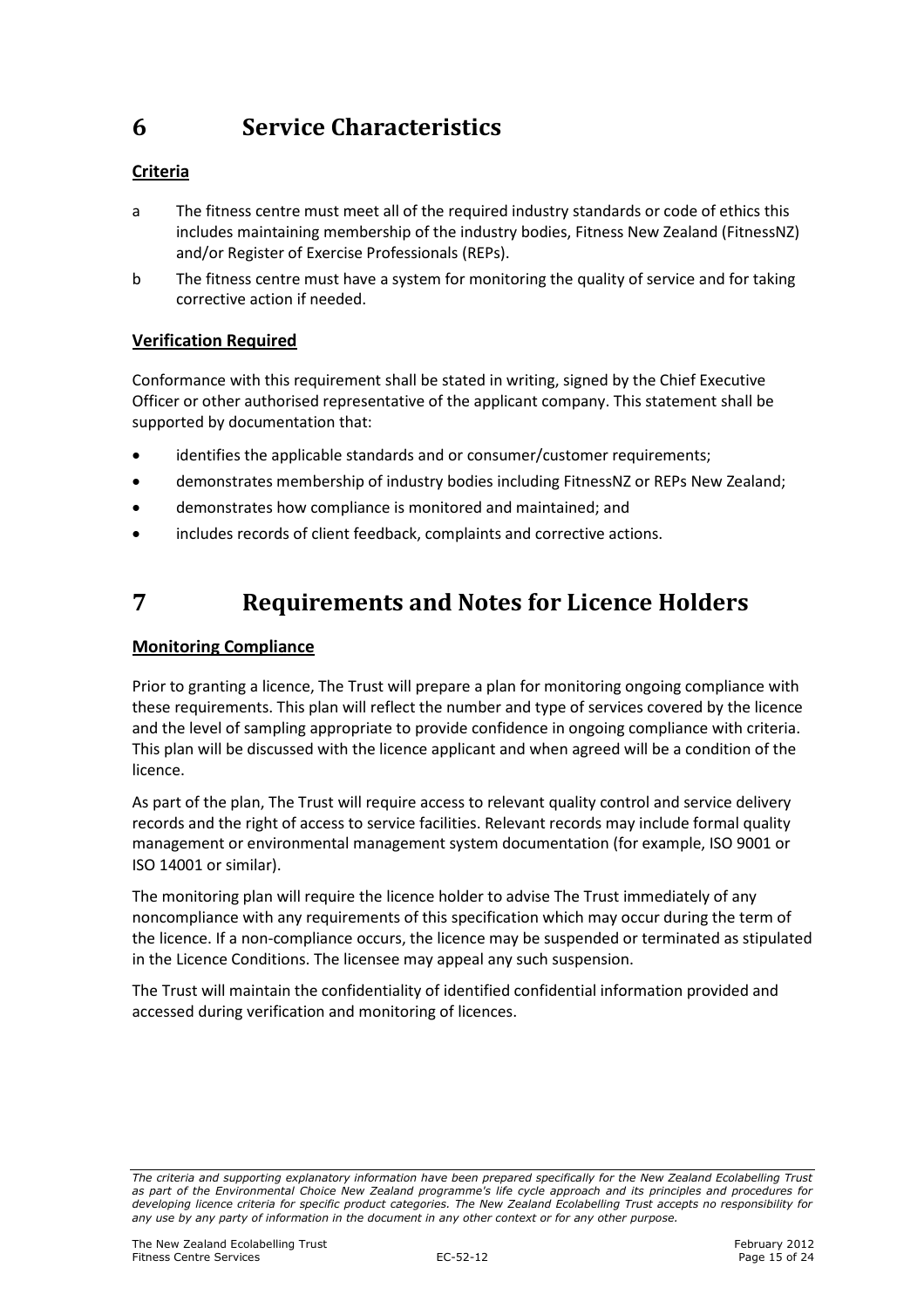# 6 Service Characteristics

**Criteria**

a The fitness centre must meet all of the required industry standards or code of ethics this includes maintaining membership of the industry bodies, Fitness New Zealand (FitnessNZ) and/or Register of Exercise Professionals (REPs).

b The fitness centre must have a system for monitoring the quality of service and for taking corrective action if needed.

**Verification Required**

Conformance with this requirement shall be stated in writing, signed by the Chief Executive Officer or other authorised representative of the applicant company. This statement shall be supported by documentation that:

- identifies the applicable standards and or consumer/customer requirements;
- demonstrates membership of industry bodies including FitnessNZ or REPs New Zealand;
- demonstrates how compliance is monitored and maintained; and
- includes records of client feedback, complaints and corrective actions.

# 7 Requirements and Notes for Licence Holders

**Monitoring Compliance**

Prior to granting a licence, The Trust will prepare a plan for monitoring ongoing compliance with these requirements. This plan will reflect the number and type of services covered by the licence and the level of sampling appropriate to provide confidence in ongoing compliance with criteria. This plan will be discussed with the licence applicant and when agreed will be a condition of the licence.

As part of the plan, The Trust will require access to relevant quality control and service delivery records and the right of access to service facilities. Relevant records may include formal quality management or environmental management system documentation (for example, ISO 9001 or ISO 14001 or similar).

The monitoring plan will require the licence holder to advise The Trust immediately of any noncompliance with any requirements of this specification which may occur during the term of the licence. If a non-compliance occurs, the licence may be suspended or terminated as stipulated in the Licence Conditions. The licensee may appeal any such suspension.

The Trust will maintain the confidentiality of identified confidential information provided and accessed during verification and monitoring of licences.

*The criteria and supporting explanatory information have been prepared specifically for the New Zealand Ecolabelling Trust as part of the Environmental Choice New Zealand programme's life cycle approach and its principles and procedures for developing licence criteria for specific product categories. The New Zealand Ecolabelling Trust accepts no responsibility for any use by any party of information in the document in any other context or for any other purpose.*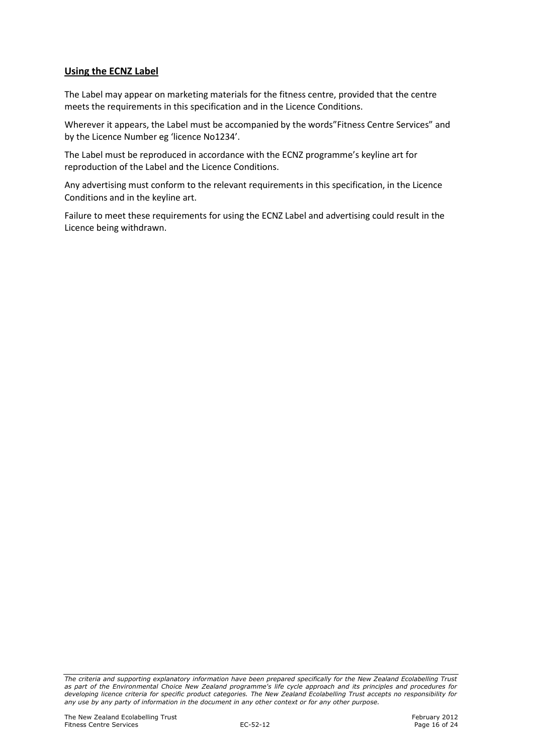## Using the ECNZ Label

The Label may appear on marketing materials for the fitness centre, provided that the centre meets the requirements in this specification and in the Licence Conditions.

Wherever it appears, the Label must be accompanied by the words"Fitness Centre Services" and by the Licence Number eg 'licence No1234'.

The Label must be reproduced in accordance with the ECNZ programme's keyline art for reproduction of the Label and the Licence Conditions.

Any advertising must conform to the relevant requirements in this specification, in the Licence Conditions and in the keyline art.

Failure to meet these requirements for using the ECNZ Label and advertising could result in the Licence being withdrawn.

*The criteria and supporting explanatory information have been prepared specifically for the New Zealand Ecolabelling Trust as part of the Environmental Choice New Zealand programme's life cycle approach and its principles and procedures for developing licence criteria for specific product categories. The New Zealand Ecolabelling Trust accepts no responsibility for any use by any party of information in the document in any other context or for any other purpose.*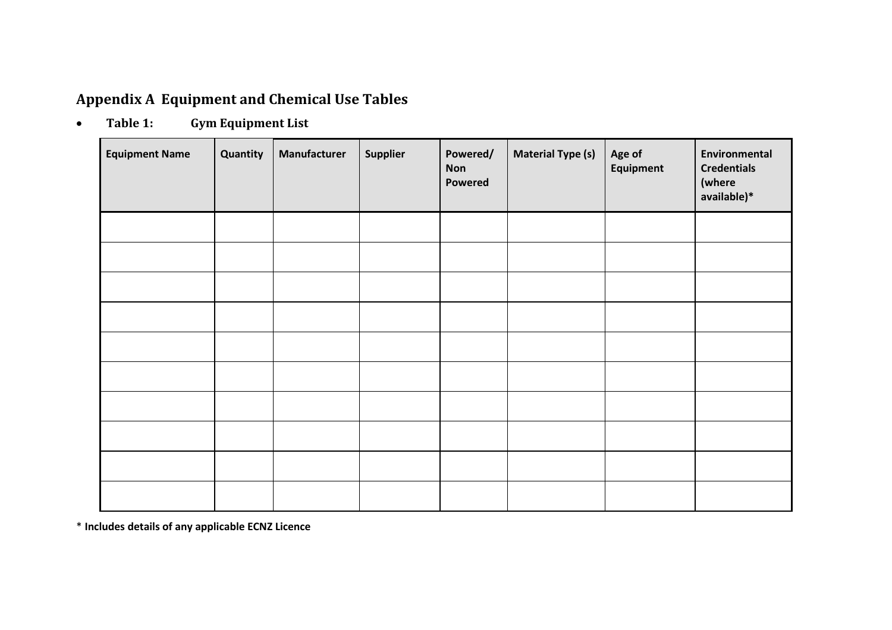## Appendix A  Equipment and Chemical Use Tables

- **Table 1:   Gym Equipment List**

| Equipment Name | Quantity | Manufacturer | Supplier | Powered/ Non Powered | Material Type (s) | Age of Equipment | Environmental Credentials (where available)* |
|---|---|---|---|---|---|---|---|
| | | | | | | | |
| | | | | | | | |
| | | | | | | | |
| | | | | | | | |
| | | | | | | | |
| | | | | | | | |
| | | | | | | | |
| | | | | | | | |
| | | | | | | | |
| | | | | | | | |

* **Includes details of any applicable ECNZ Licence**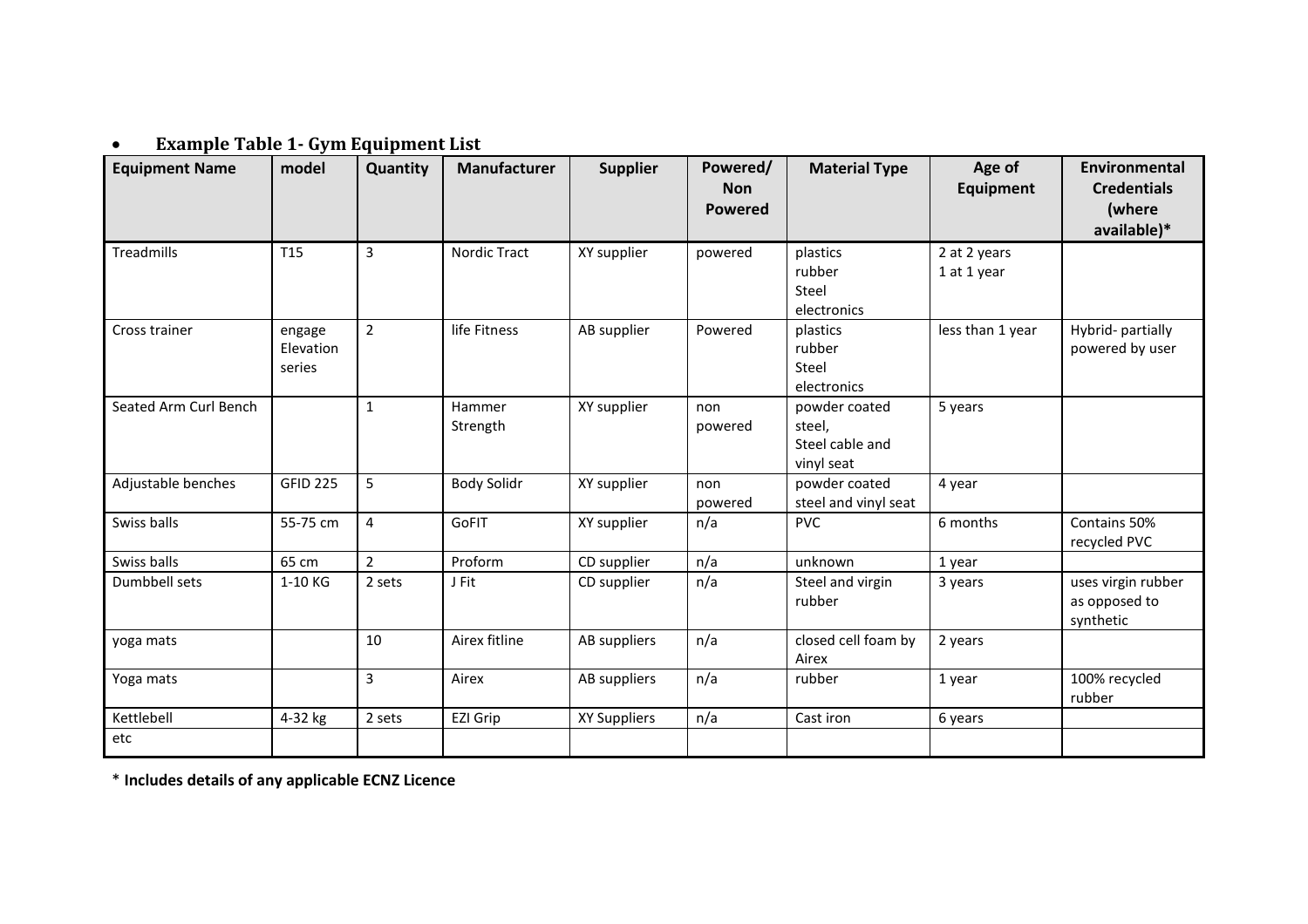- **Example Table 1- Gym Equipment List**

| Equipment Name | model | Quantity | Manufacturer | Supplier | Powered/ Non Powered | Material Type | Age of Equipment | Environmental Credentials (where available)* |
|---|---|---|---|---|---|---|---|---|
| Treadmills | T15 | 3 | Nordic Tract | XY supplier | powered | plastics<br>rubber<br>Steel<br>electronics | 2 at 2 years<br>1 at 1 year | |
| Cross trainer | engage Elevation series | 2 | life Fitness | AB supplier | Powered | plastics<br>rubber<br>Steel<br>electronics | less than 1 year | Hybrid- partially powered by user |
| Seated Arm Curl Bench | | 1 | Hammer Strength | XY supplier | non powered | powder coated steel,<br>Steel cable and vinyl seat | 5 years | |
| Adjustable benches | GFID 225 | 5 | Body Solidr | XY supplier | non powered | powder coated steel and vinyl seat | 4 year | |
| Swiss balls | 55-75 cm | 4 | GoFIT | XY supplier | n/a | PVC | 6 months | Contains 50% recycled PVC |
| Swiss balls | 65 cm | 2 | Proform | CD supplier | n/a | unknown | 1 year | |
| Dumbbell sets | 1-10 KG | 2 sets | J Fit | CD supplier | n/a | Steel and virgin rubber | 3 years | uses virgin rubber as opposed to synthetic |
| yoga mats | | 10 | Airex fitline | AB suppliers | n/a | closed cell foam by Airex | 2 years | |
| Yoga mats | | 3 | Airex | AB suppliers | n/a | rubber | 1 year | 100% recycled rubber |
| Kettlebell | 4-32 kg | 2 sets | EZI Grip | XY Suppliers | n/a | Cast iron | 6 years | |
| etc | | | | | | | | |

\* **Includes details of any applicable ECNZ Licence**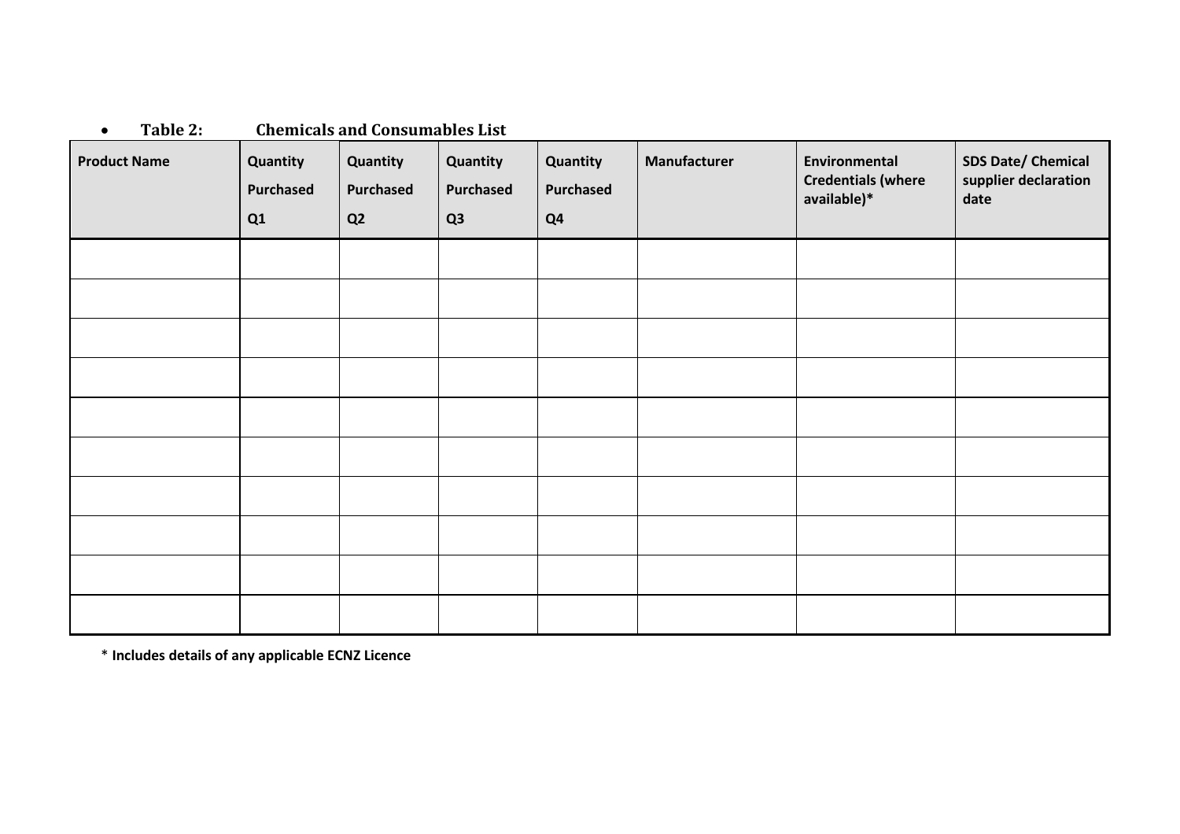- **Table 2: Chemicals and Consumables List**

| Product Name | Quantity Purchased Q1 | Quantity Purchased Q2 | Quantity Purchased Q3 | Quantity Purchased Q4 | Manufacturer | Environmental Credentials (where available)* | SDS Date/ Chemical supplier declaration date |
|---|---|---|---|---|---|---|---|
| | | | | | | | |
| | | | | | | | |
| | | | | | | | |
| | | | | | | | |
| | | | | | | | |
| | | | | | | | |
| | | | | | | | |
| | | | | | | | |
| | | | | | | | |
| | | | | | | | |

**\* Includes details of any applicable ECNZ Licence**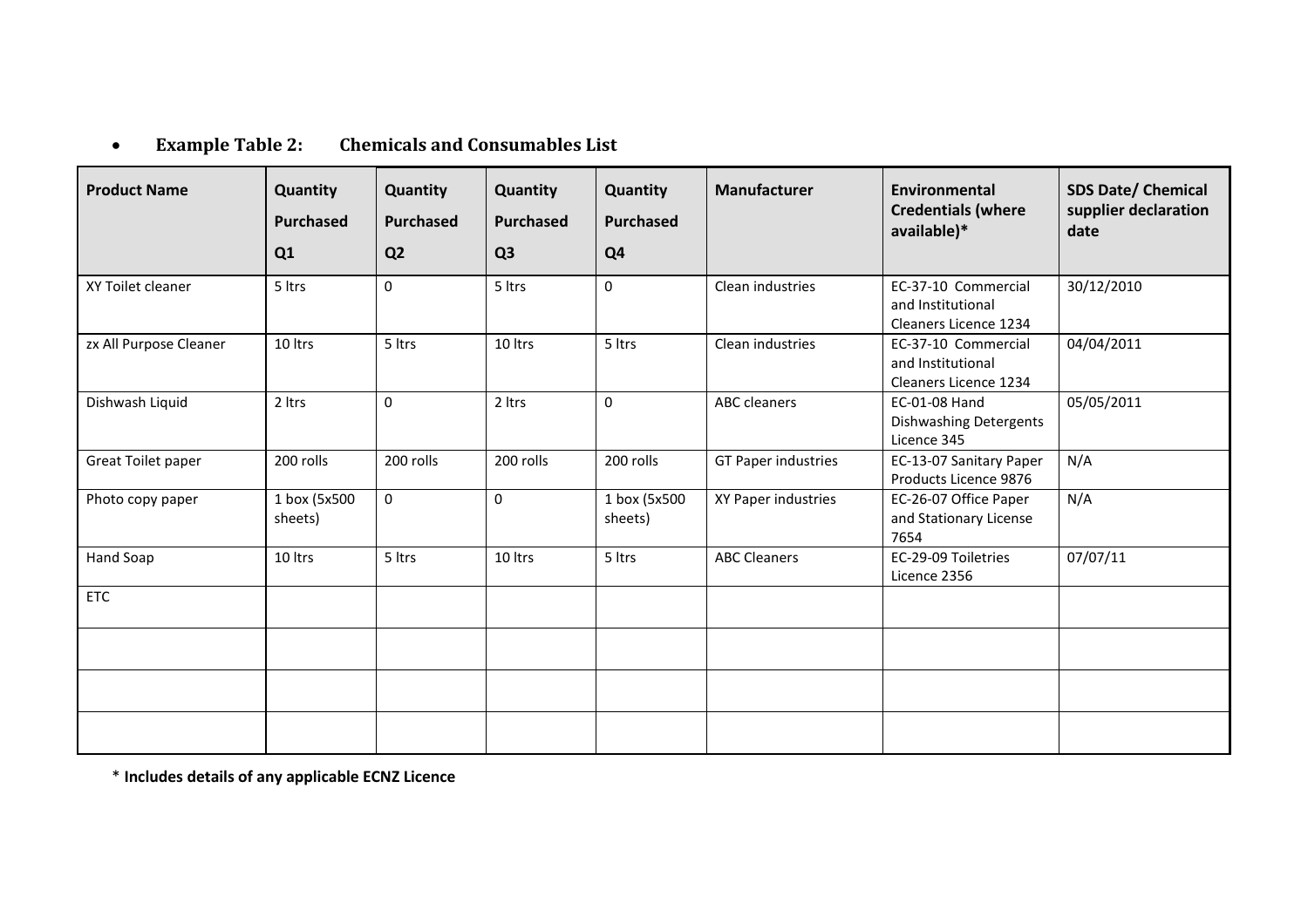- **Example Table 2: Chemicals and Consumables List**

| Product Name | Quantity Purchased Q1 | Quantity Purchased Q2 | Quantity Purchased Q3 | Quantity Purchased Q4 | Manufacturer | Environmental Credentials (where available)* | SDS Date/ Chemical supplier declaration date |
|---|---|---|---|---|---|---|---|
| XY Toilet cleaner | 5 ltrs | 0 | 5 ltrs | 0 | Clean industries | EC-37-10 Commercial and Institutional Cleaners Licence 1234 | 30/12/2010 |
| zx All Purpose Cleaner | 10 ltrs | 5 ltrs | 10 ltrs | 5 ltrs | Clean industries | EC-37-10 Commercial and Institutional Cleaners Licence 1234 | 04/04/2011 |
| Dishwash Liquid | 2 ltrs | 0 | 2 ltrs | 0 | ABC cleaners | EC-01-08 Hand Dishwashing Detergents Licence 345 | 05/05/2011 |
| Great Toilet paper | 200 rolls | 200 rolls | 200 rolls | 200 rolls | GT Paper industries | EC-13-07 Sanitary Paper Products Licence 9876 | N/A |
| Photo copy paper | 1 box (5x500 sheets) | 0 | 0 | 1 box (5x500 sheets) | XY Paper industries | EC-26-07 Office Paper and Stationary License 7654 | N/A |
| Hand Soap | 10 ltrs | 5 ltrs | 10 ltrs | 5 ltrs | ABC Cleaners | EC-29-09 Toiletries Licence 2356 | 07/07/11 |
| ETC | | | | | | | |
| | | | | | | | |
| | | | | | | | |
| | | | | | | | |

\* **Includes details of any applicable ECNZ Licence**